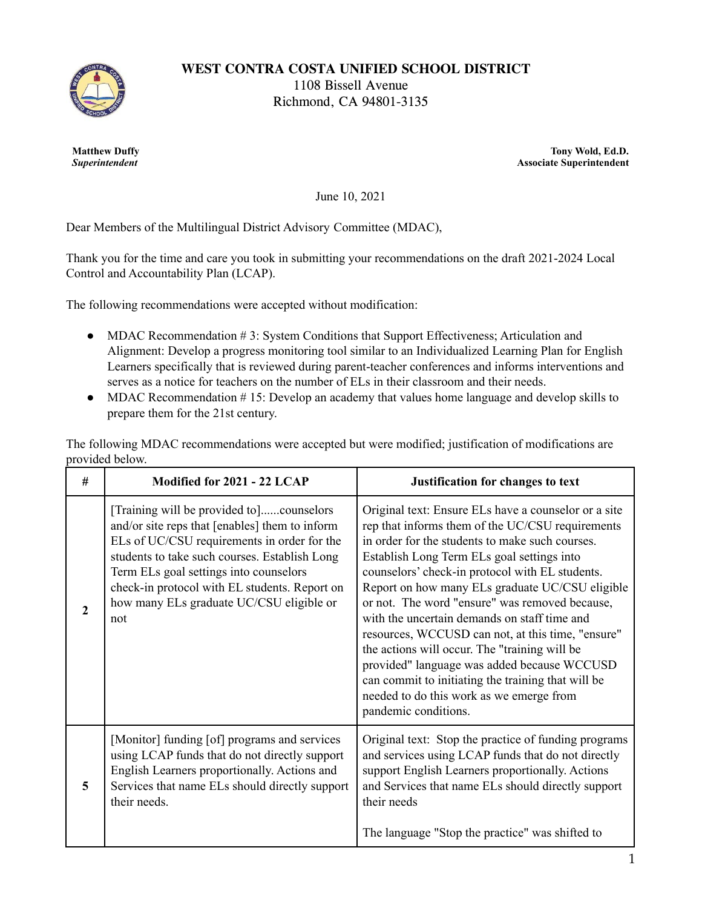# WEST CONTRA COSTA UNIFIED SCHOOL DISTRICT

1108 Bissell Avenue
Richmond, CA 94801-3135

**Matthew Duffy**
***Superintendent***

**Tony Wold, Ed.D.**
**Associate Superintendent**

June 10, 2021

Dear Members of the Multilingual District Advisory Committee (MDAC),

Thank you for the time and care you took in submitting your recommendations on the draft 2021-2024 Local Control and Accountability Plan (LCAP).

The following recommendations were accepted without modification:

- MDAC Recommendation # 3: System Conditions that Support Effectiveness; Articulation and Alignment: Develop a progress monitoring tool similar to an Individualized Learning Plan for English Learners specifically that is reviewed during parent-teacher conferences and informs interventions and serves as a notice for teachers on the number of ELs in their classroom and their needs.
- MDAC Recommendation # 15: Develop an academy that values home language and develop skills to prepare them for the 21st century.

The following MDAC recommendations were accepted but were modified; justification of modifications are provided below.

| # | Modified for 2021 - 22 LCAP | Justification for changes to text |
|---|---|---|
| **2** | [Training will be provided to]......counselors and/or site reps that [enables] them to inform ELs of UC/CSU requirements in order for the students to take such courses. Establish Long Term ELs goal settings into counselors check-in protocol with EL students. Report on how many ELs graduate UC/CSU eligible or not | Original text: Ensure ELs have a counselor or a site rep that informs them of the UC/CSU requirements in order for the students to make such courses. Establish Long Term ELs goal settings into counselors' check-in protocol with EL students. Report on how many ELs graduate UC/CSU eligible or not. The word "ensure" was removed because, with the uncertain demands on staff time and resources, WCCUSD can not, at this time, "ensure" the actions will occur. The "training will be provided" language was added because WCCUSD can commit to initiating the training that will be needed to do this work as we emerge from pandemic conditions. |
| **5** | [Monitor] funding [of] programs and services using LCAP funds that do not directly support English Learners proportionally. Actions and Services that name ELs should directly support their needs. | Original text: Stop the practice of funding programs and services using LCAP funds that do not directly support English Learners proportionally. Actions and Services that name ELs should directly support their needs<br><br>The language "Stop the practice" was shifted to |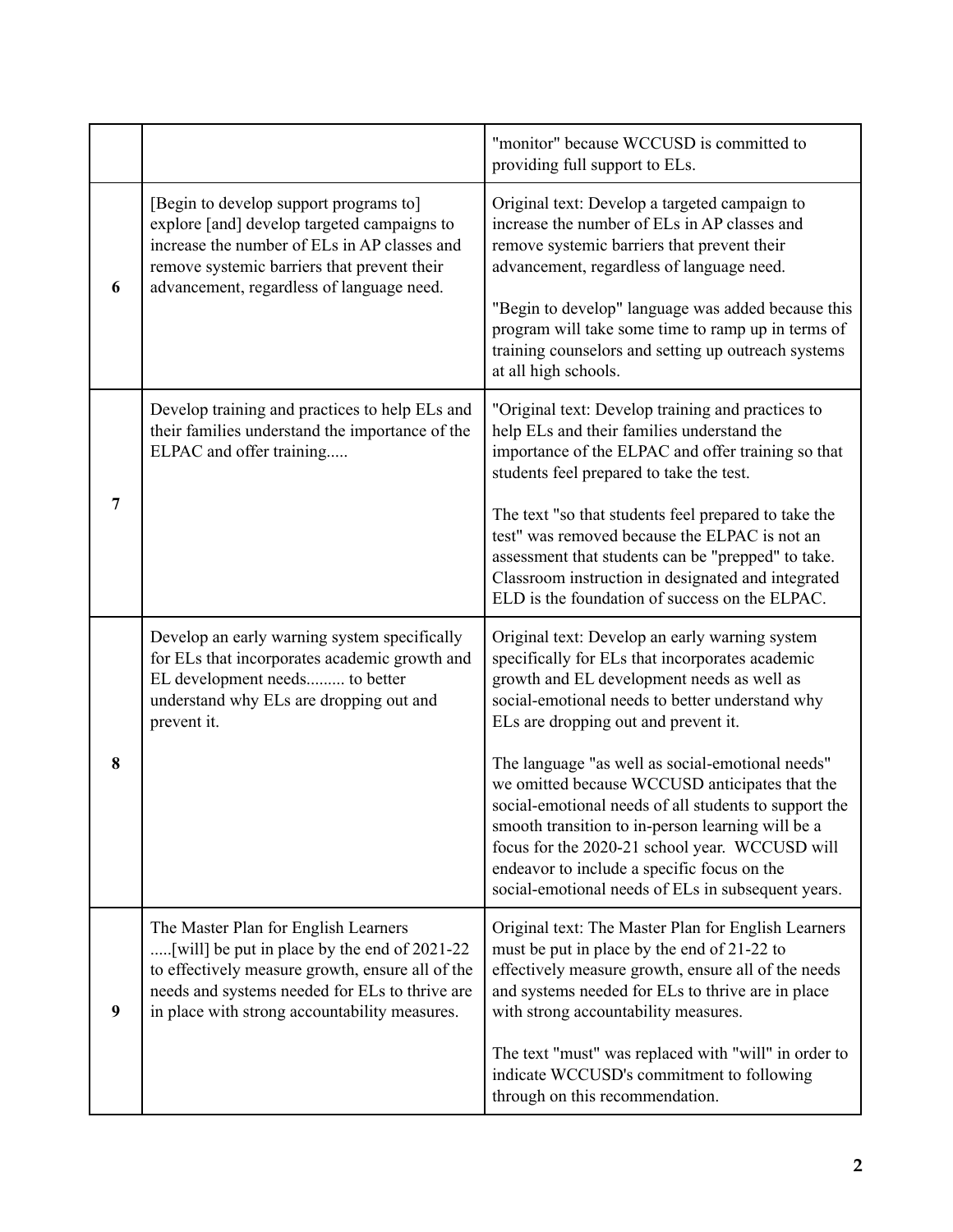| | | |
|---|---|---|
| | | "monitor" because WCCUSD is committed to providing full support to ELs. |
| **6** | [Begin to develop support programs to] explore [and] develop targeted campaigns to increase the number of ELs in AP classes and remove systemic barriers that prevent their advancement, regardless of language need. | Original text: Develop a targeted campaign to increase the number of ELs in AP classes and remove systemic barriers that prevent their advancement, regardless of language need.<br><br>"Begin to develop" language was added because this program will take some time to ramp up in terms of training counselors and setting up outreach systems at all high schools. |
| **7** | Develop training and practices to help ELs and their families understand the importance of the ELPAC and offer training..... | "Original text: Develop training and practices to help ELs and their families understand the importance of the ELPAC and offer training so that students feel prepared to take the test.<br><br>The text "so that students feel prepared to take the test" was removed because the ELPAC is not an assessment that students can be "prepped" to take. Classroom instruction in designated and integrated ELD is the foundation of success on the ELPAC. |
| **8** | Develop an early warning system specifically for ELs that incorporates academic growth and EL development needs......... to better understand why ELs are dropping out and prevent it. | Original text: Develop an early warning system specifically for ELs that incorporates academic growth and EL development needs as well as social-emotional needs to better understand why ELs are dropping out and prevent it.<br><br>The language "as well as social-emotional needs" we omitted because WCCUSD anticipates that the social-emotional needs of all students to support the smooth transition to in-person learning will be a focus for the 2020-21 school year. WCCUSD will endeavor to include a specific focus on the social-emotional needs of ELs in subsequent years. |
| **9** | The Master Plan for English Learners .....[will] be put in place by the end of 2021-22 to effectively measure growth, ensure all of the needs and systems needed for ELs to thrive are in place with strong accountability measures. | Original text: The Master Plan for English Learners must be put in place by the end of 21-22 to effectively measure growth, ensure all of the needs and systems needed for ELs to thrive are in place with strong accountability measures.<br><br>The text "must" was replaced with "will" in order to indicate WCCUSD's commitment to following through on this recommendation. |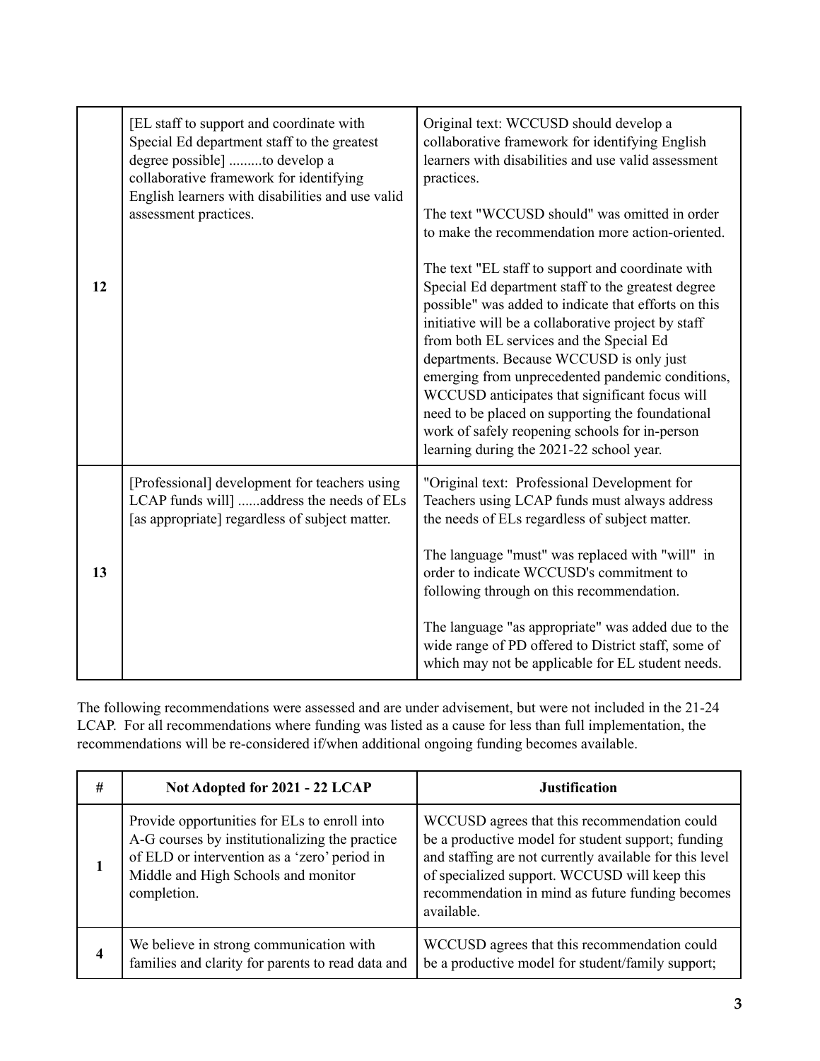| | | |
|---|---|---|
| **12** | [EL staff to support and coordinate with Special Ed department staff to the greatest degree possible] .........to develop a collaborative framework for identifying English learners with disabilities and use valid assessment practices. | Original text: WCCUSD should develop a collaborative framework for identifying English learners with disabilities and use valid assessment practices.<br><br>The text "WCCUSD should" was omitted in order to make the recommendation more action-oriented.<br><br>The text "EL staff to support and coordinate with Special Ed department staff to the greatest degree possible" was added to indicate that efforts on this initiative will be a collaborative project by staff from both EL services and the Special Ed departments. Because WCCUSD is only just emerging from unprecedented pandemic conditions, WCCUSD anticipates that significant focus will need to be placed on supporting the foundational work of safely reopening schools for in-person learning during the 2021-22 school year. |
| **13** | [Professional] development for teachers using LCAP funds will] ......address the needs of ELs [as appropriate] regardless of subject matter. | "Original text: Professional Development for Teachers using LCAP funds must always address the needs of ELs regardless of subject matter.<br><br>The language "must" was replaced with "will" in order to indicate WCCUSD's commitment to following through on this recommendation.<br><br>The language "as appropriate" was added due to the wide range of PD offered to District staff, some of which may not be applicable for EL student needs. |

The following recommendations were assessed and are under advisement, but were not included in the 21-24 LCAP. For all recommendations where funding was listed as a cause for less than full implementation, the recommendations will be re-considered if/when additional ongoing funding becomes available.

| # | Not Adopted for 2021 - 22 LCAP | Justification |
|---|---|---|
| **1** | Provide opportunities for ELs to enroll into A-G courses by institutionalizing the practice of ELD or intervention as a 'zero' period in Middle and High Schools and monitor completion. | WCCUSD agrees that this recommendation could be a productive model for student support; funding and staffing are not currently available for this level of specialized support. WCCUSD will keep this recommendation in mind as future funding becomes available. |
| **4** | We believe in strong communication with families and clarity for parents to read data and | WCCUSD agrees that this recommendation could be a productive model for student/family support; |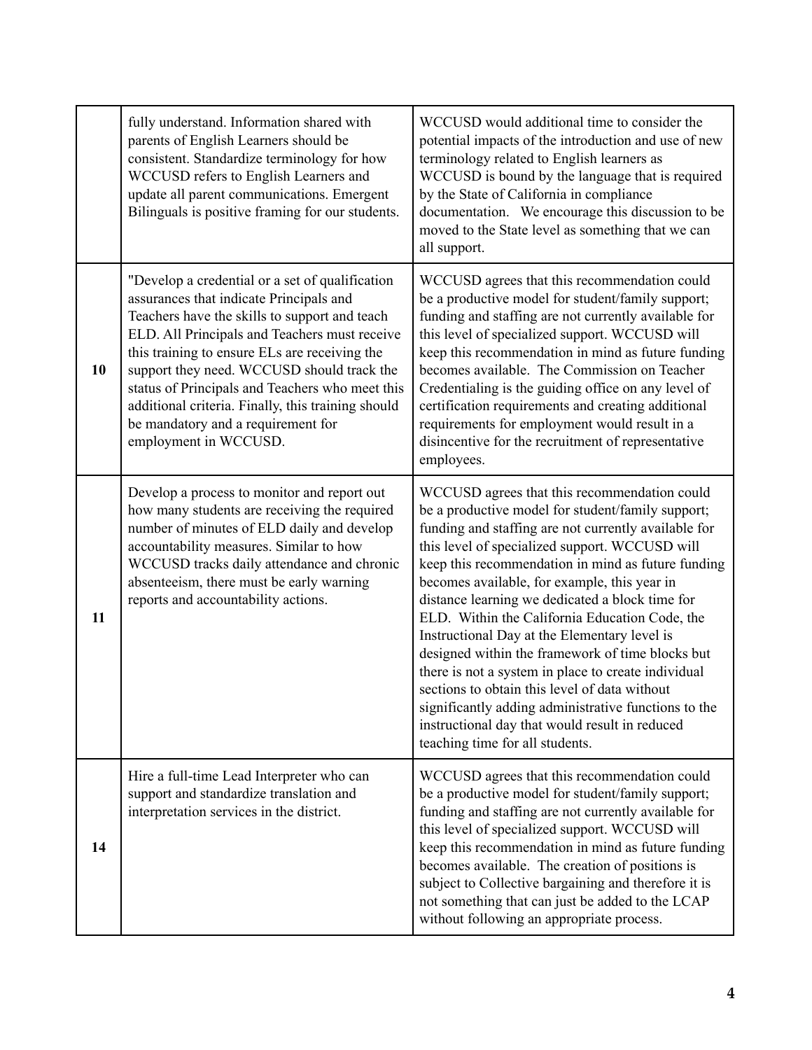| | | |
|---|---|---|
| | fully understand. Information shared with parents of English Learners should be consistent. Standardize terminology for how WCCUSD refers to English Learners and update all parent communications. Emergent Bilinguals is positive framing for our students. | WCCUSD would additional time to consider the potential impacts of the introduction and use of new terminology related to English learners as WCCUSD is bound by the language that is required by the State of California in compliance documentation. We encourage this discussion to be moved to the State level as something that we can all support. |
| **10** | "Develop a credential or a set of qualification assurances that indicate Principals and Teachers have the skills to support and teach ELD. All Principals and Teachers must receive this training to ensure ELs are receiving the support they need. WCCUSD should track the status of Principals and Teachers who meet this additional criteria. Finally, this training should be mandatory and a requirement for employment in WCCUSD. | WCCUSD agrees that this recommendation could be a productive model for student/family support; funding and staffing are not currently available for this level of specialized support. WCCUSD will keep this recommendation in mind as future funding becomes available. The Commission on Teacher Credentialing is the guiding office on any level of certification requirements and creating additional requirements for employment would result in a disincentive for the recruitment of representative employees. |
| **11** | Develop a process to monitor and report out how many students are receiving the required number of minutes of ELD daily and develop accountability measures. Similar to how WCCUSD tracks daily attendance and chronic absenteeism, there must be early warning reports and accountability actions. | WCCUSD agrees that this recommendation could be a productive model for student/family support; funding and staffing are not currently available for this level of specialized support. WCCUSD will keep this recommendation in mind as future funding becomes available, for example, this year in distance learning we dedicated a block time for ELD. Within the California Education Code, the Instructional Day at the Elementary level is designed within the framework of time blocks but there is not a system in place to create individual sections to obtain this level of data without significantly adding administrative functions to the instructional day that would result in reduced teaching time for all students. |
| **14** | Hire a full-time Lead Interpreter who can support and standardize translation and interpretation services in the district. | WCCUSD agrees that this recommendation could be a productive model for student/family support; funding and staffing are not currently available for this level of specialized support. WCCUSD will keep this recommendation in mind as future funding becomes available. The creation of positions is subject to Collective bargaining and therefore it is not something that can just be added to the LCAP without following an appropriate process. |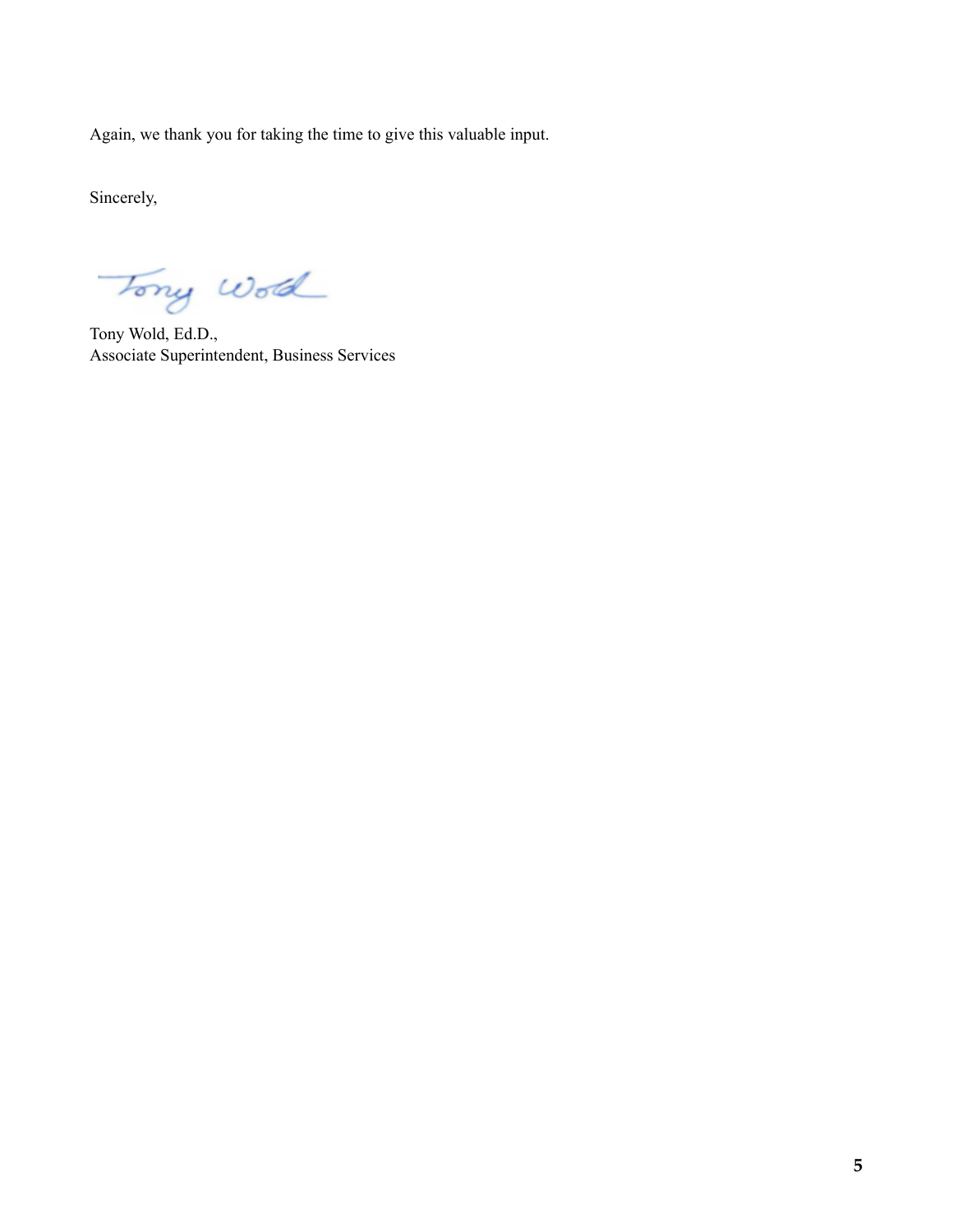Again, we thank you for taking the time to give this valuable input.

Sincerely,

Tony Wold, Ed.D.,
Associate Superintendent, Business Services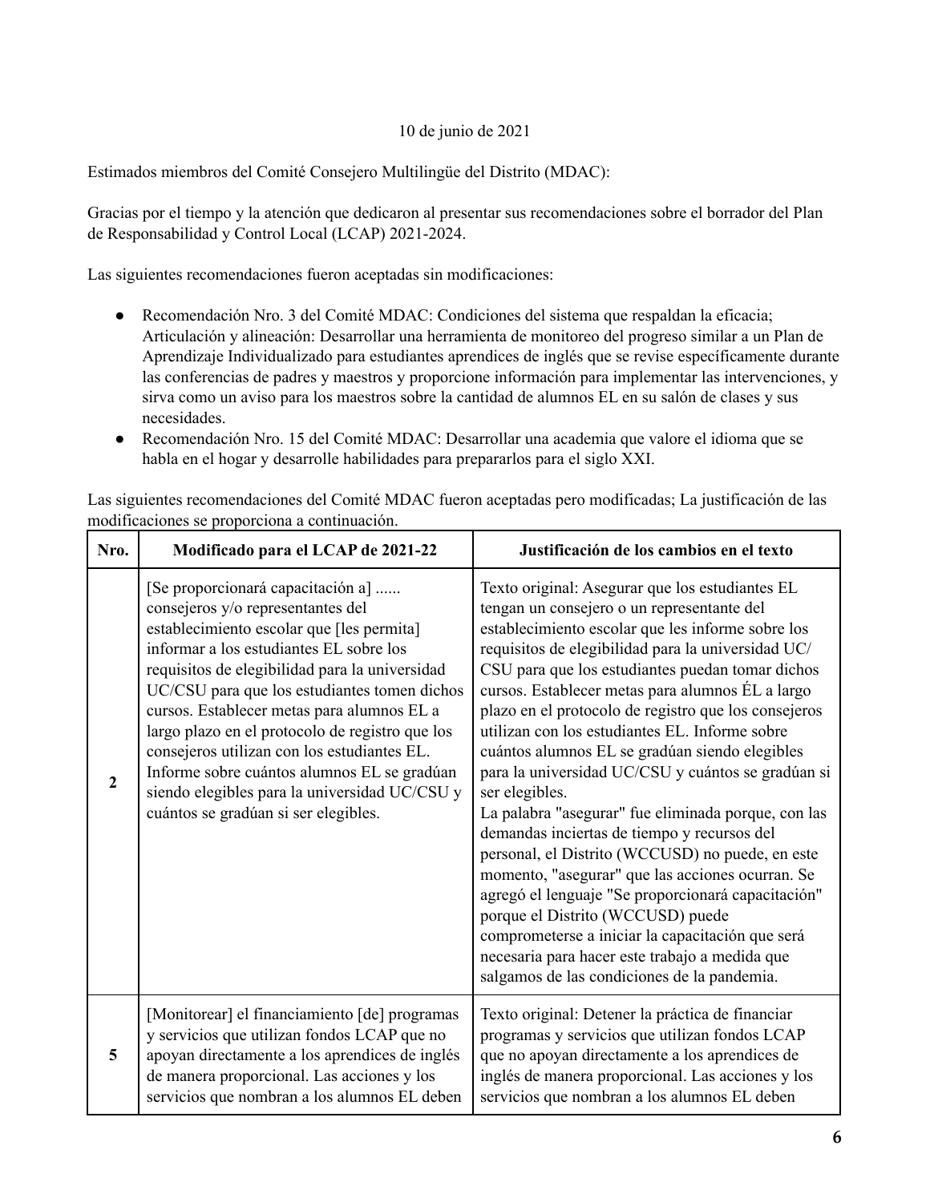10 de junio de 2021

Estimados miembros del Comité Consejero Multilingüe del Distrito (MDAC):

Gracias por el tiempo y la atención que dedicaron al presentar sus recomendaciones sobre el borrador del Plan de Responsabilidad y Control Local (LCAP) 2021-2024.

Las siguientes recomendaciones fueron aceptadas sin modificaciones:

- Recomendación Nro. 3 del Comité MDAC: Condiciones del sistema que respaldan la eficacia; Articulación y alineación: Desarrollar una herramienta de monitoreo del progreso similar a un Plan de Aprendizaje Individualizado para estudiantes aprendices de inglés que se revise específicamente durante las conferencias de padres y maestros y proporcione información para implementar las intervenciones, y sirva como un aviso para los maestros sobre la cantidad de alumnos EL en su salón de clases y sus necesidades.
- Recomendación Nro. 15 del Comité MDAC: Desarrollar una academia que valore el idioma que se habla en el hogar y desarrolle habilidades para prepararlos para el siglo XXI.

Las siguientes recomendaciones del Comité MDAC fueron aceptadas pero modificadas; La justificación de las modificaciones se proporciona a continuación.

| Nro. | Modificado para el LCAP de 2021-22 | Justificación de los cambios en el texto |
|---|---|---|
| **2** | [Se proporcionará capacitación a] ...... consejeros y/o representantes del establecimiento escolar que [les permita] informar a los estudiantes EL sobre los requisitos de elegibilidad para la universidad UC/CSU para que los estudiantes tomen dichos cursos. Establecer metas para alumnos EL a largo plazo en el protocolo de registro que los consejeros utilizan con los estudiantes EL. Informe sobre cuántos alumnos EL se gradúan siendo elegibles para la universidad UC/CSU y cuántos se gradúan si ser elegibles. | Texto original: Asegurar que los estudiantes EL tengan un consejero o un representante del establecimiento escolar que les informe sobre los requisitos de elegibilidad para la universidad UC/ CSU para que los estudiantes puedan tomar dichos cursos. Establecer metas para alumnos ÉL a largo plazo en el protocolo de registro que los consejeros utilizan con los estudiantes EL. Informe sobre cuántos alumnos EL se gradúan siendo elegibles para la universidad UC/CSU y cuántos se gradúan si ser elegibles.<br>La palabra "asegurar" fue eliminada porque, con las demandas inciertas de tiempo y recursos del personal, el Distrito (WCCUSD) no puede, en este momento, "asegurar" que las acciones ocurran. Se agregó el lenguaje "Se proporcionará capacitación" porque el Distrito (WCCUSD) puede comprometerse a iniciar la capacitación que será necesaria para hacer este trabajo a medida que salgamos de las condiciones de la pandemia. |
| **5** | [Monitorear] el financiamiento [de] programas y servicios que utilizan fondos LCAP que no apoyan directamente a los aprendices de inglés de manera proporcional. Las acciones y los servicios que nombran a los alumnos EL deben | Texto original: Detener la práctica de financiar programas y servicios que utilizan fondos LCAP que no apoyan directamente a los aprendices de inglés de manera proporcional. Las acciones y los servicios que nombran a los alumnos EL deben |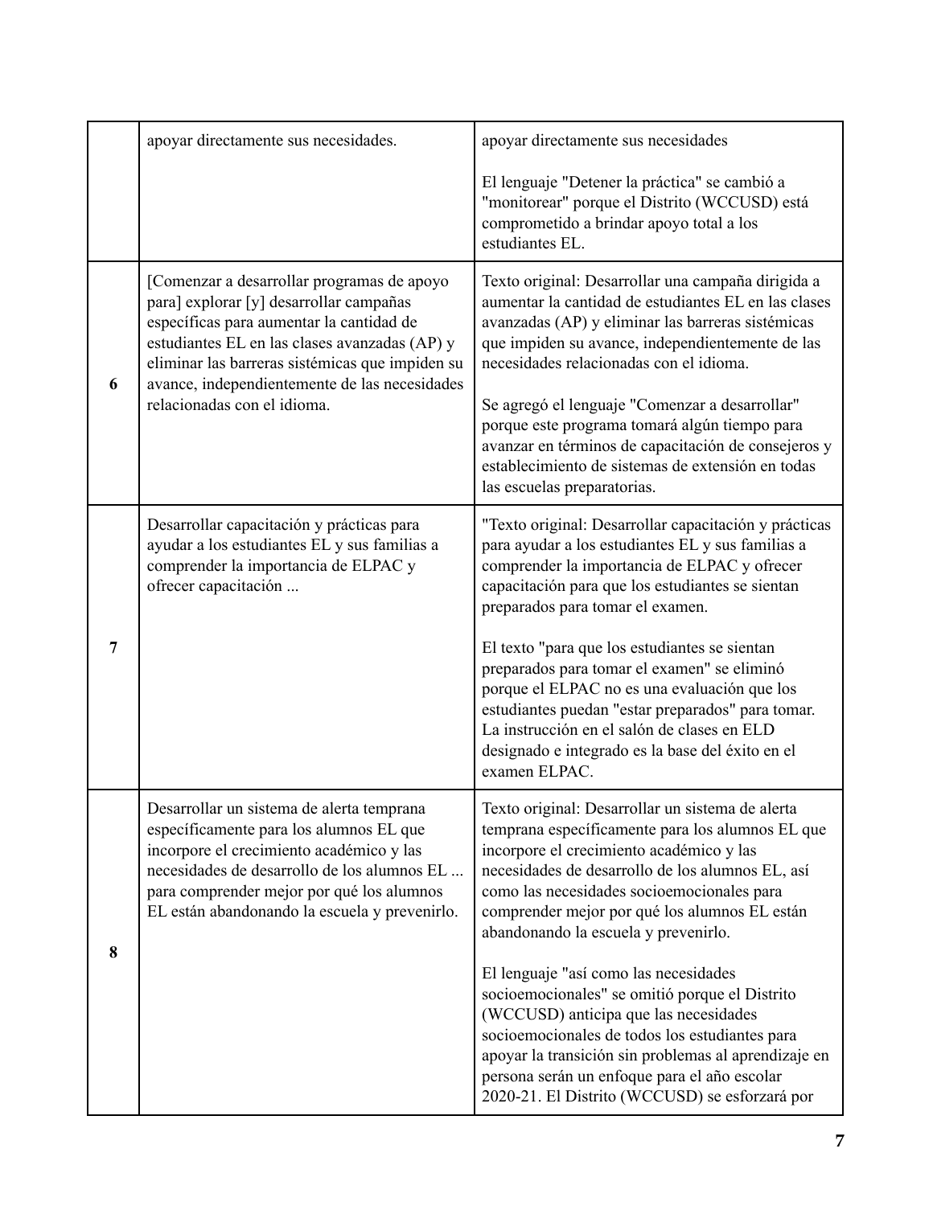| | | |
|---|---|---|
| | apoyar directamente sus necesidades. | apoyar directamente sus necesidades<br><br>El lenguaje "Detener la práctica" se cambió a "monitorear" porque el Distrito (WCCUSD) está comprometido a brindar apoyo total a los estudiantes EL. |
| **6** | [Comenzar a desarrollar programas de apoyo para] explorar [y] desarrollar campañas específicas para aumentar la cantidad de estudiantes EL en las clases avanzadas (AP) y eliminar las barreras sistémicas que impiden su avance, independientemente de las necesidades relacionadas con el idioma. | Texto original: Desarrollar una campaña dirigida a aumentar la cantidad de estudiantes EL en las clases avanzadas (AP) y eliminar las barreras sistémicas que impiden su avance, independientemente de las necesidades relacionadas con el idioma.<br><br>Se agregó el lenguaje "Comenzar a desarrollar" porque este programa tomará algún tiempo para avanzar en términos de capacitación de consejeros y establecimiento de sistemas de extensión en todas las escuelas preparatorias. |
| **7** | Desarrollar capacitación y prácticas para ayudar a los estudiantes EL y sus familias a comprender la importancia de ELPAC y ofrecer capacitación ... | "Texto original: Desarrollar capacitación y prácticas para ayudar a los estudiantes EL y sus familias a comprender la importancia de ELPAC y ofrecer capacitación para que los estudiantes se sientan preparados para tomar el examen.<br><br>El texto "para que los estudiantes se sientan preparados para tomar el examen" se eliminó porque el ELPAC no es una evaluación que los estudiantes puedan "estar preparados" para tomar. La instrucción en el salón de clases en ELD designado e integrado es la base del éxito en el examen ELPAC. |
| **8** | Desarrollar un sistema de alerta temprana específicamente para los alumnos EL que incorpore el crecimiento académico y las necesidades de desarrollo de los alumnos EL ... para comprender mejor por qué los alumnos EL están abandonando la escuela y prevenirlo. | Texto original: Desarrollar un sistema de alerta temprana específicamente para los alumnos EL que incorpore el crecimiento académico y las necesidades de desarrollo de los alumnos EL, así como las necesidades socioemocionales para comprender mejor por qué los alumnos EL están abandonando la escuela y prevenirlo.<br><br>El lenguaje "así como las necesidades socioemocionales" se omitió porque el Distrito (WCCUSD) anticipa que las necesidades socioemocionales de todos los estudiantes para apoyar la transición sin problemas al aprendizaje en persona serán un enfoque para el año escolar 2020-21. El Distrito (WCCUSD) se esforzará por |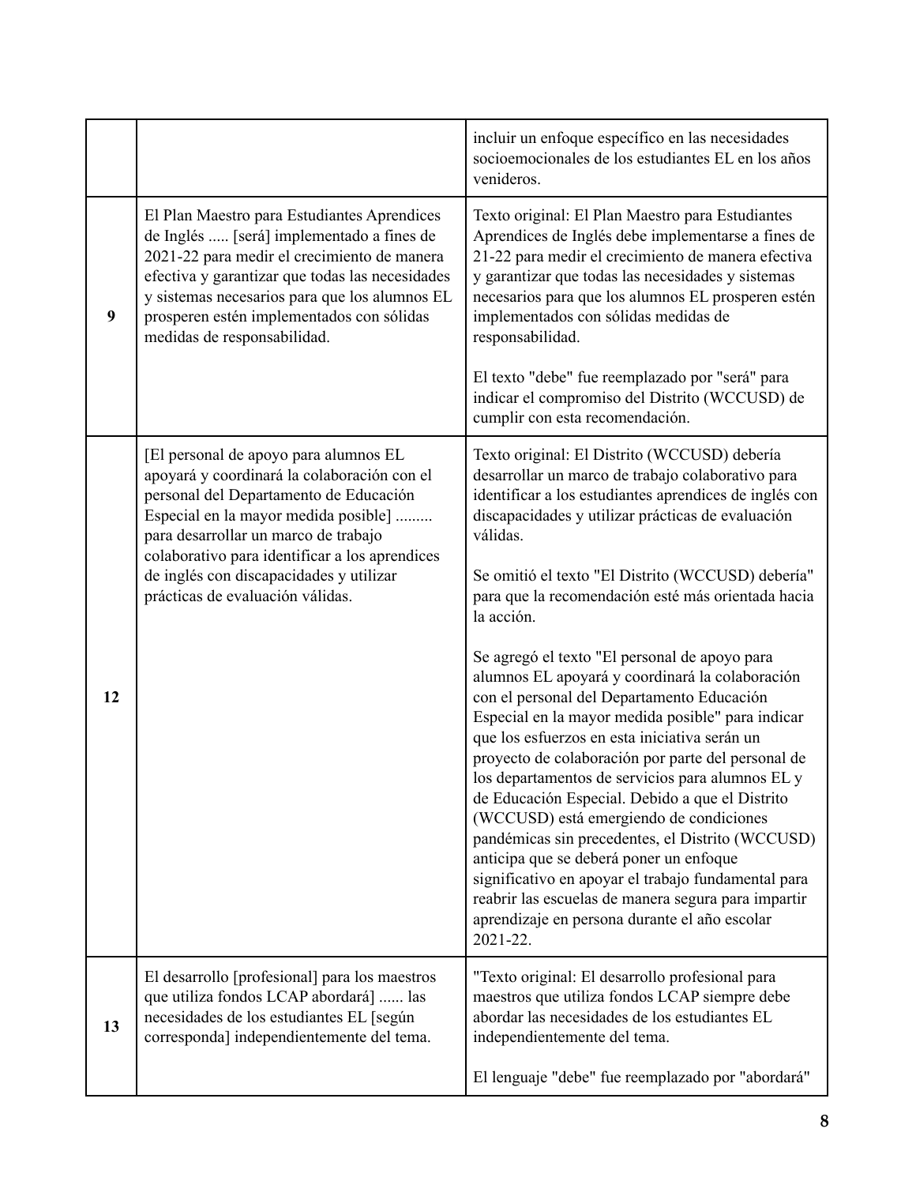| | | |
|---|---|---|
| | | incluir un enfoque específico en las necesidades socioemocionales de los estudiantes EL en los años venideros. |
| **9** | El Plan Maestro para Estudiantes Aprendices de Inglés ..... [será] implementado a fines de 2021-22 para medir el crecimiento de manera efectiva y garantizar que todas las necesidades y sistemas necesarios para que los alumnos EL prosperen estén implementados con sólidas medidas de responsabilidad. | Texto original: El Plan Maestro para Estudiantes Aprendices de Inglés debe implementarse a fines de 21-22 para medir el crecimiento de manera efectiva y garantizar que todas las necesidades y sistemas necesarios para que los alumnos EL prosperen estén implementados con sólidas medidas de responsabilidad.<br><br>El texto "debe" fue reemplazado por "será" para indicar el compromiso del Distrito (WCCUSD) de cumplir con esta recomendación. |
| **12** | [El personal de apoyo para alumnos EL apoyará y coordinará la colaboración con el personal del Departamento de Educación Especial en la mayor medida posible] ......... para desarrollar un marco de trabajo colaborativo para identificar a los aprendices de inglés con discapacidades y utilizar prácticas de evaluación válidas. | Texto original: El Distrito (WCCUSD) debería desarrollar un marco de trabajo colaborativo para identificar a los estudiantes aprendices de inglés con discapacidades y utilizar prácticas de evaluación válidas.<br><br>Se omitió el texto "El Distrito (WCCUSD) debería" para que la recomendación esté más orientada hacia la acción.<br><br>Se agregó el texto "El personal de apoyo para alumnos EL apoyará y coordinará la colaboración con el personal del Departamento Educación Especial en la mayor medida posible" para indicar que los esfuerzos en esta iniciativa serán un proyecto de colaboración por parte del personal de los departamentos de servicios para alumnos EL y de Educación Especial. Debido a que el Distrito (WCCUSD) está emergiendo de condiciones pandémicas sin precedentes, el Distrito (WCCUSD) anticipa que se deberá poner un enfoque significativo en apoyar el trabajo fundamental para reabrir las escuelas de manera segura para impartir aprendizaje en persona durante el año escolar 2021-22. |
| **13** | El desarrollo [profesional] para los maestros que utiliza fondos LCAP abordará] ...... las necesidades de los estudiantes EL [según corresponda] independientemente del tema. | "Texto original: El desarrollo profesional para maestros que utiliza fondos LCAP siempre debe abordar las necesidades de los estudiantes EL independientemente del tema.<br><br>El lenguaje "debe" fue reemplazado por "abordará" |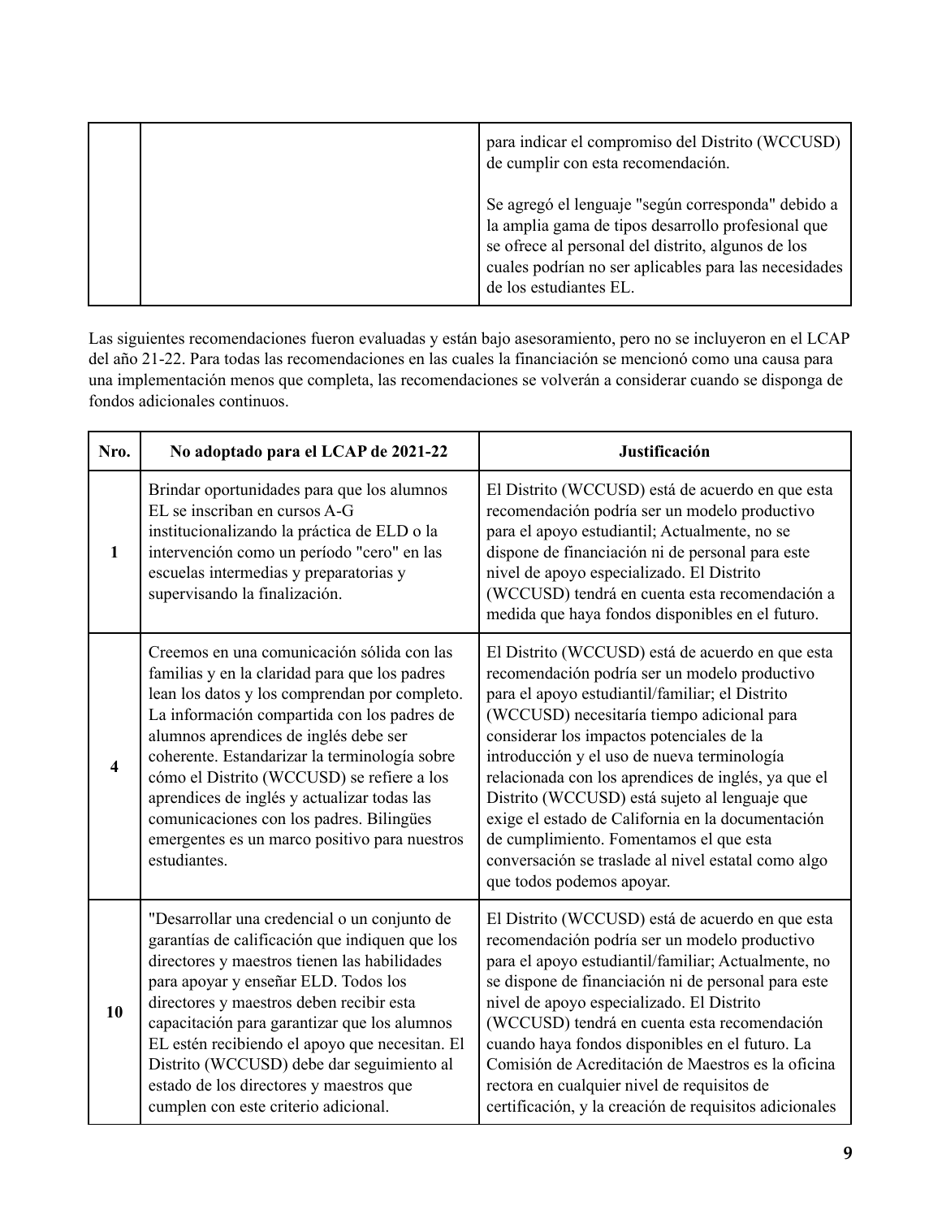| | | |
|---|---|---|
| | | para indicar el compromiso del Distrito (WCCUSD) de cumplir con esta recomendación.<br><br>Se agregó el lenguaje "según corresponda" debido a la amplia gama de tipos desarrollo profesional que se ofrece al personal del distrito, algunos de los cuales podrían no ser aplicables para las necesidades de los estudiantes EL. |

Las siguientes recomendaciones fueron evaluadas y están bajo asesoramiento, pero no se incluyeron en el LCAP del año 21-22. Para todas las recomendaciones en las cuales la financiación se mencionó como una causa para una implementación menos que completa, las recomendaciones se volverán a considerar cuando se disponga de fondos adicionales continuos.

| Nro. | No adoptado para el LCAP de 2021-22 | Justificación |
|---|---|---|
| 1 | Brindar oportunidades para que los alumnos EL se inscriban en cursos A-G institucionalizando la práctica de ELD o la intervención como un período "cero" en las escuelas intermedias y preparatorias y supervisando la finalización. | El Distrito (WCCUSD) está de acuerdo en que esta recomendación podría ser un modelo productivo para el apoyo estudiantil; Actualmente, no se dispone de financiación ni de personal para este nivel de apoyo especializado. El Distrito (WCCUSD) tendrá en cuenta esta recomendación a medida que haya fondos disponibles en el futuro. |
| 4 | Creemos en una comunicación sólida con las familias y en la claridad para que los padres lean los datos y los comprendan por completo. La información compartida con los padres de alumnos aprendices de inglés debe ser coherente. Estandarizar la terminología sobre cómo el Distrito (WCCUSD) se refiere a los aprendices de inglés y actualizar todas las comunicaciones con los padres. Bilingües emergentes es un marco positivo para nuestros estudiantes. | El Distrito (WCCUSD) está de acuerdo en que esta recomendación podría ser un modelo productivo para el apoyo estudiantil/familiar; el Distrito (WCCUSD) necesitaría tiempo adicional para considerar los impactos potenciales de la introducción y el uso de nueva terminología relacionada con los aprendices de inglés, ya que el Distrito (WCCUSD) está sujeto al lenguaje que exige el estado de California en la documentación de cumplimiento. Fomentamos el que esta conversación se traslade al nivel estatal como algo que todos podemos apoyar. |
| 10 | "Desarrollar una credencial o un conjunto de garantías de calificación que indiquen que los directores y maestros tienen las habilidades para apoyar y enseñar ELD. Todos los directores y maestros deben recibir esta capacitación para garantizar que los alumnos EL estén recibiendo el apoyo que necesitan. El Distrito (WCCUSD) debe dar seguimiento al estado de los directores y maestros que cumplen con este criterio adicional. | El Distrito (WCCUSD) está de acuerdo en que esta recomendación podría ser un modelo productivo para el apoyo estudiantil/familiar; Actualmente, no se dispone de financiación ni de personal para este nivel de apoyo especializado. El Distrito (WCCUSD) tendrá en cuenta esta recomendación cuando haya fondos disponibles en el futuro. La Comisión de Acreditación de Maestros es la oficina rectora en cualquier nivel de requisitos de certificación, y la creación de requisitos adicionales |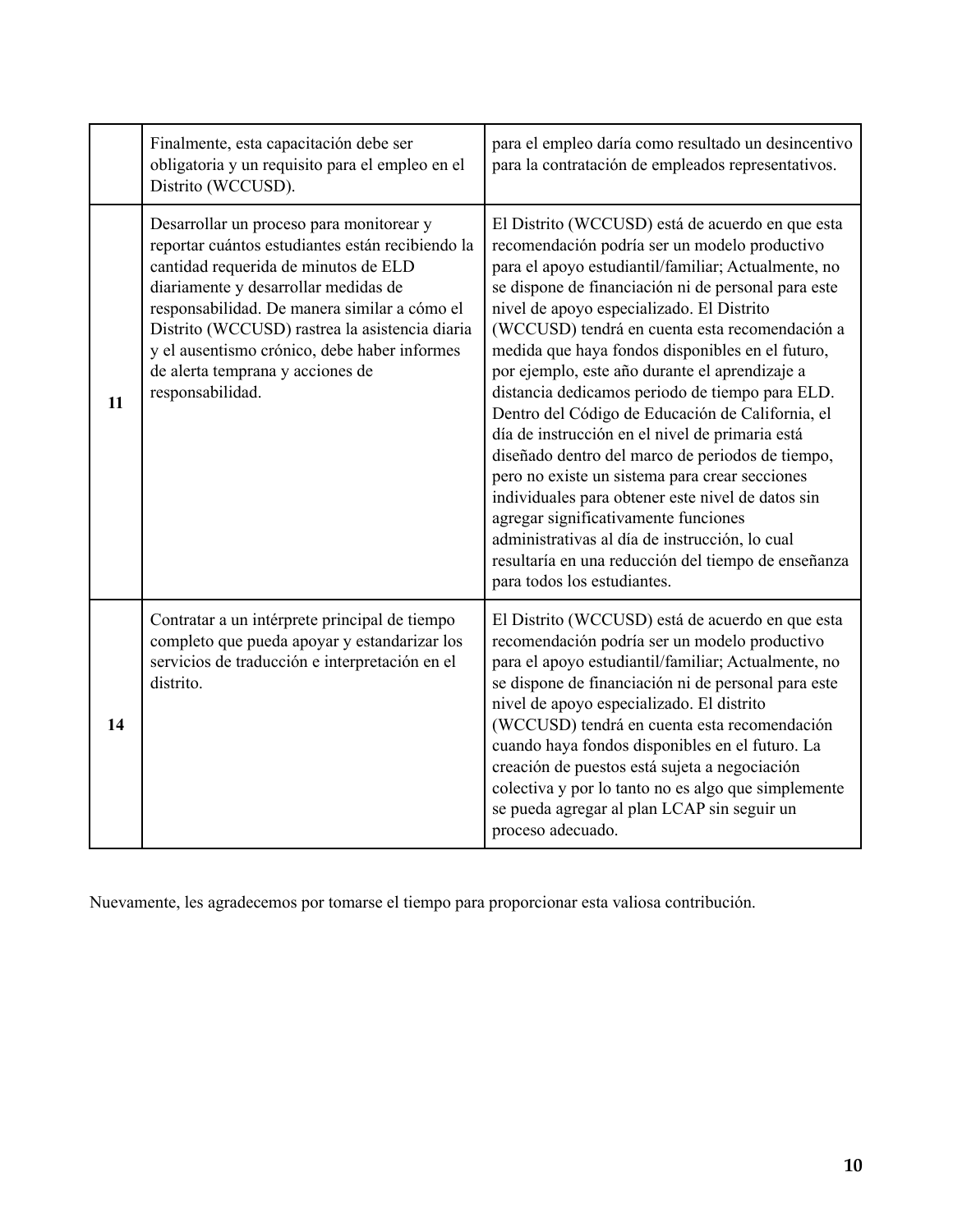| | | |
|---|---|---|
| | Finalmente, esta capacitación debe ser obligatoria y un requisito para el empleo en el Distrito (WCCUSD). | para el empleo daría como resultado un desincentivo para la contratación de empleados representativos. |
| **11** | Desarrollar un proceso para monitorear y reportar cuántos estudiantes están recibiendo la cantidad requerida de minutos de ELD diariamente y desarrollar medidas de responsabilidad. De manera similar a cómo el Distrito (WCCUSD) rastrea la asistencia diaria y el ausentismo crónico, debe haber informes de alerta temprana y acciones de responsabilidad. | El Distrito (WCCUSD) está de acuerdo en que esta recomendación podría ser un modelo productivo para el apoyo estudiantil/familiar; Actualmente, no se dispone de financiación ni de personal para este nivel de apoyo especializado. El Distrito (WCCUSD) tendrá en cuenta esta recomendación a medida que haya fondos disponibles en el futuro, por ejemplo, este año durante el aprendizaje a distancia dedicamos periodo de tiempo para ELD. Dentro del Código de Educación de California, el día de instrucción en el nivel de primaria está diseñado dentro del marco de periodos de tiempo, pero no existe un sistema para crear secciones individuales para obtener este nivel de datos sin agregar significativamente funciones administrativas al día de instrucción, lo cual resultaría en una reducción del tiempo de enseñanza para todos los estudiantes. |
| **14** | Contratar a un intérprete principal de tiempo completo que pueda apoyar y estandarizar los servicios de traducción e interpretación en el distrito. | El Distrito (WCCUSD) está de acuerdo en que esta recomendación podría ser un modelo productivo para el apoyo estudiantil/familiar; Actualmente, no se dispone de financiación ni de personal para este nivel de apoyo especializado. El distrito (WCCUSD) tendrá en cuenta esta recomendación cuando haya fondos disponibles en el futuro. La creación de puestos está sujeta a negociación colectiva y por lo tanto no es algo que simplemente se pueda agregar al plan LCAP sin seguir un proceso adecuado. |

Nuevamente, les agradecemos por tomarse el tiempo para proporcionar esta valiosa contribución.